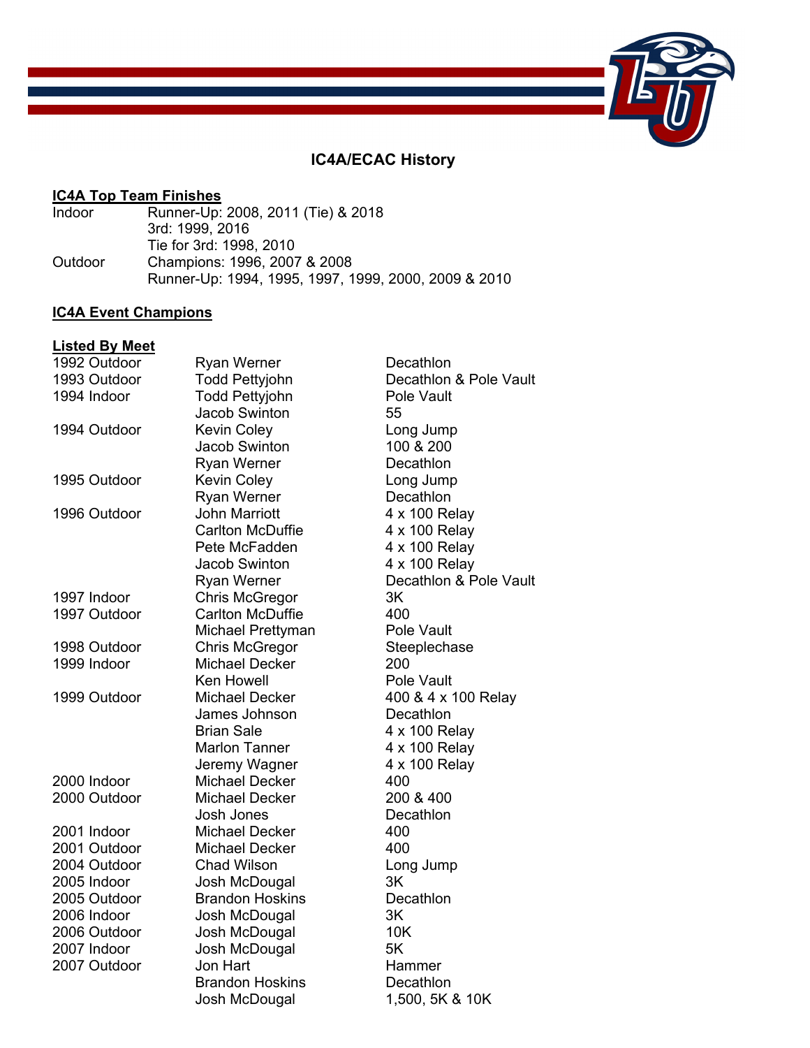# IC4A/ECAC History

## IC4A Top Team Finishes

| | |
|---|---|
| Indoor | Runner-Up: 2008, 2011 (Tie) & 2018 |
| | 3rd: 1999, 2016 |
| | Tie for 3rd: 1998, 2010 |
| Outdoor | Champions: 1996, 2007 & 2008 |
| | Runner-Up: 1994, 1995, 1997, 1999, 2000, 2009 & 2010 |

## IC4A Event Champions

### Listed By Meet

| | | |
|---|---|---|
| 1992 Outdoor | Ryan Werner | Decathlon |
| 1993 Outdoor | Todd Pettyjohn | Decathlon & Pole Vault |
| 1994 Indoor | Todd Pettyjohn | Pole Vault |
| | Jacob Swinton | 55 |
| 1994 Outdoor | Kevin Coley | Long Jump |
| | Jacob Swinton | 100 & 200 |
| | Ryan Werner | Decathlon |
| 1995 Outdoor | Kevin Coley | Long Jump |
| | Ryan Werner | Decathlon |
| 1996 Outdoor | John Marriott | 4 x 100 Relay |
| | Carlton McDuffie | 4 x 100 Relay |
| | Pete McFadden | 4 x 100 Relay |
| | Jacob Swinton | 4 x 100 Relay |
| | Ryan Werner | Decathlon & Pole Vault |
| 1997 Indoor | Chris McGregor | 3K |
| 1997 Outdoor | Carlton McDuffie | 400 |
| | Michael Prettyman | Pole Vault |
| 1998 Outdoor | Chris McGregor | Steeplechase |
| 1999 Indoor | Michael Decker | 200 |
| | Ken Howell | Pole Vault |
| 1999 Outdoor | Michael Decker | 400 & 4 x 100 Relay |
| | James Johnson | Decathlon |
| | Brian Sale | 4 x 100 Relay |
| | Marlon Tanner | 4 x 100 Relay |
| | Jeremy Wagner | 4 x 100 Relay |
| 2000 Indoor | Michael Decker | 400 |
| 2000 Outdoor | Michael Decker | 200 & 400 |
| | Josh Jones | Decathlon |
| 2001 Indoor | Michael Decker | 400 |
| 2001 Outdoor | Michael Decker | 400 |
| 2004 Outdoor | Chad Wilson | Long Jump |
| 2005 Indoor | Josh McDougal | 3K |
| 2005 Outdoor | Brandon Hoskins | Decathlon |
| 2006 Indoor | Josh McDougal | 3K |
| 2006 Outdoor | Josh McDougal | 10K |
| 2007 Indoor | Josh McDougal | 5K |
| 2007 Outdoor | Jon Hart | Hammer |
| | Brandon Hoskins | Decathlon |
| | Josh McDougal | 1,500, 5K & 10K |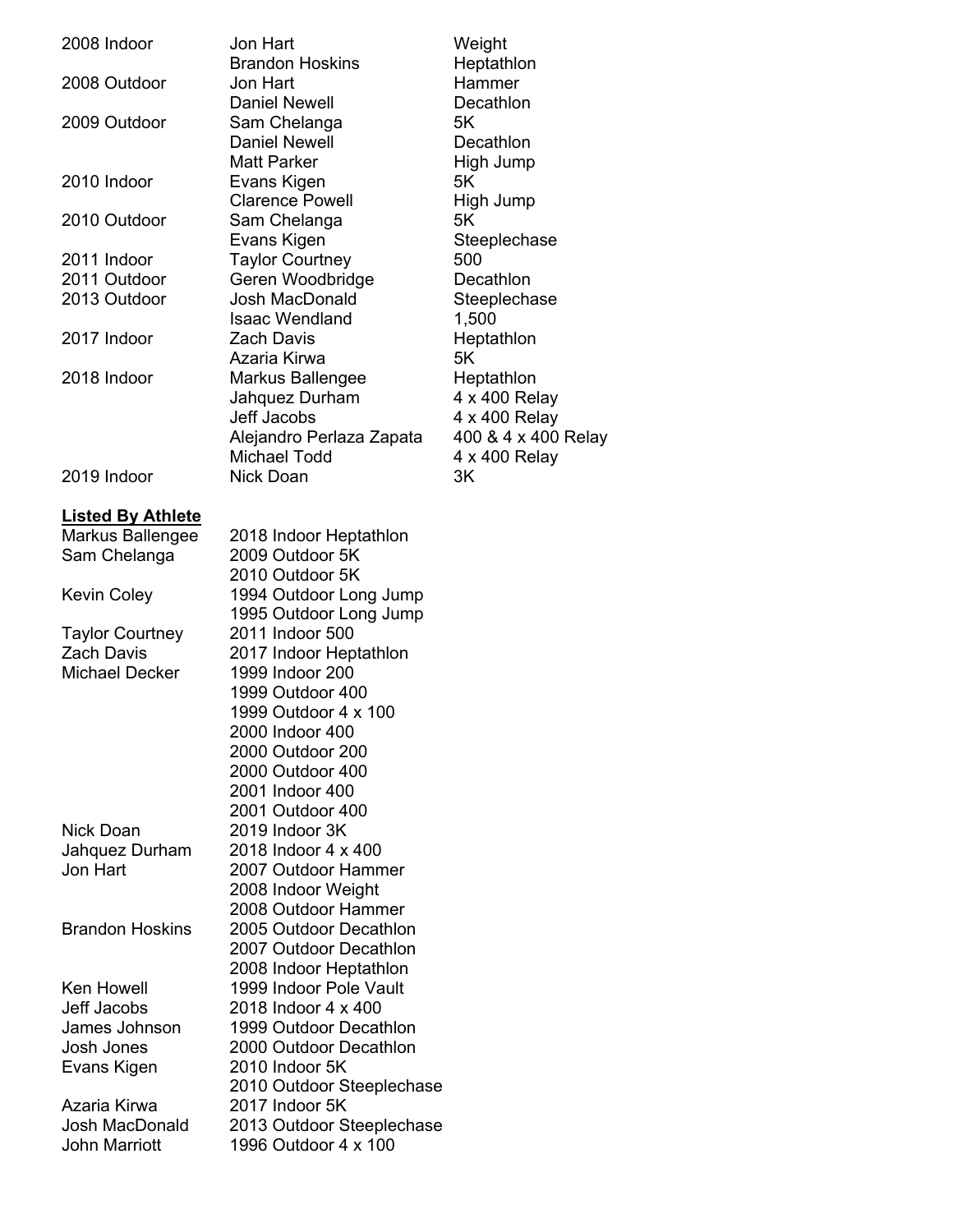| | | |
|---|---|---|
| 2008 Indoor | Jon Hart | Weight |
| | Brandon Hoskins | Heptathlon |
| 2008 Outdoor | Jon Hart | Hammer |
| | Daniel Newell | Decathlon |
| 2009 Outdoor | Sam Chelanga | 5K |
| | Daniel Newell | Decathlon |
| | Matt Parker | High Jump |
| 2010 Indoor | Evans Kigen | 5K |
| | Clarence Powell | High Jump |
| 2010 Outdoor | Sam Chelanga | 5K |
| | Evans Kigen | Steeplechase |
| 2011 Indoor | Taylor Courtney | 500 |
| 2011 Outdoor | Geren Woodbridge | Decathlon |
| 2013 Outdoor | Josh MacDonald | Steeplechase |
| | Isaac Wendland | 1,500 |
| 2017 Indoor | Zach Davis | Heptathlon |
| | Azaria Kirwa | 5K |
| 2018 Indoor | Markus Ballengee | Heptathlon |
| | Jahquez Durham | 4 x 400 Relay |
| | Jeff Jacobs | 4 x 400 Relay |
| | Alejandro Perlaza Zapata | 400 & 4 x 400 Relay |
| | Michael Todd | 4 x 400 Relay |
| 2019 Indoor | Nick Doan | 3K |

**Listed By Athlete**

| | |
|---|---|
| Markus Ballengee | 2018 Indoor Heptathlon |
| Sam Chelanga | 2009 Outdoor 5K |
| | 2010 Outdoor 5K |
| Kevin Coley | 1994 Outdoor Long Jump |
| | 1995 Outdoor Long Jump |
| Taylor Courtney | 2011 Indoor 500 |
| Zach Davis | 2017 Indoor Heptathlon |
| Michael Decker | 1999 Indoor 200 |
| | 1999 Outdoor 400 |
| | 1999 Outdoor 4 x 100 |
| | 2000 Indoor 400 |
| | 2000 Outdoor 200 |
| | 2000 Outdoor 400 |
| | 2001 Indoor 400 |
| | 2001 Outdoor 400 |
| Nick Doan | 2019 Indoor 3K |
| Jahquez Durham | 2018 Indoor 4 x 400 |
| Jon Hart | 2007 Outdoor Hammer |
| | 2008 Indoor Weight |
| | 2008 Outdoor Hammer |
| Brandon Hoskins | 2005 Outdoor Decathlon |
| | 2007 Outdoor Decathlon |
| | 2008 Indoor Heptathlon |
| Ken Howell | 1999 Indoor Pole Vault |
| Jeff Jacobs | 2018 Indoor 4 x 400 |
| James Johnson | 1999 Outdoor Decathlon |
| Josh Jones | 2000 Outdoor Decathlon |
| Evans Kigen | 2010 Indoor 5K |
| | 2010 Outdoor Steeplechase |
| Azaria Kirwa | 2017 Indoor 5K |
| Josh MacDonald | 2013 Outdoor Steeplechase |
| John Marriott | 1996 Outdoor 4 x 100 |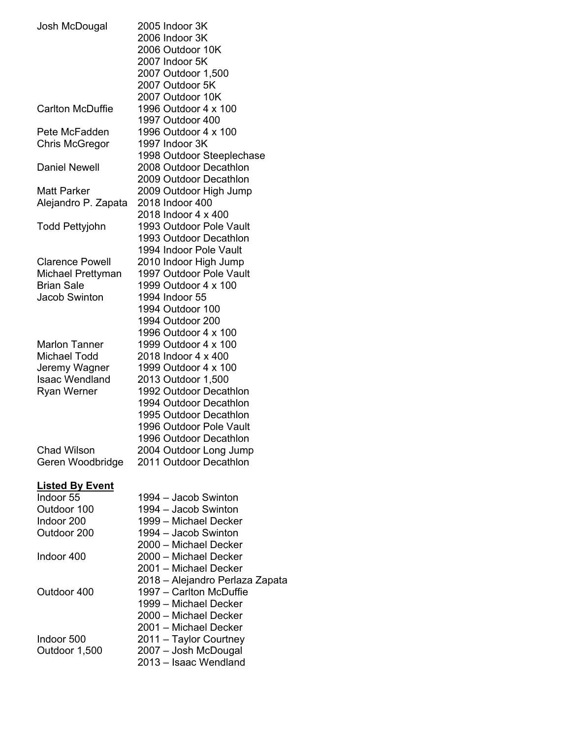| | |
|---|---|
| Josh McDougal | 2005 Indoor 3K |
| | 2006 Indoor 3K |
| | 2006 Outdoor 10K |
| | 2007 Indoor 5K |
| | 2007 Outdoor 1,500 |
| | 2007 Outdoor 5K |
| | 2007 Outdoor 10K |
| Carlton McDuffie | 1996 Outdoor 4 x 100 |
| | 1997 Outdoor 400 |
| Pete McFadden | 1996 Outdoor 4 x 100 |
| Chris McGregor | 1997 Indoor 3K |
| | 1998 Outdoor Steeplechase |
| Daniel Newell | 2008 Outdoor Decathlon |
| | 2009 Outdoor Decathlon |
| Matt Parker | 2009 Outdoor High Jump |
| Alejandro P. Zapata | 2018 Indoor 400 |
| | 2018 Indoor 4 x 400 |
| Todd Pettyjohn | 1993 Outdoor Pole Vault |
| | 1993 Outdoor Decathlon |
| | 1994 Indoor Pole Vault |
| Clarence Powell | 2010 Indoor High Jump |
| Michael Prettyman | 1997 Outdoor Pole Vault |
| Brian Sale | 1999 Outdoor 4 x 100 |
| Jacob Swinton | 1994 Indoor 55 |
| | 1994 Outdoor 100 |
| | 1994 Outdoor 200 |
| | 1996 Outdoor 4 x 100 |
| Marlon Tanner | 1999 Outdoor 4 x 100 |
| Michael Todd | 2018 Indoor 4 x 400 |
| Jeremy Wagner | 1999 Outdoor 4 x 100 |
| Isaac Wendland | 2013 Outdoor 1,500 |
| Ryan Werner | 1992 Outdoor Decathlon |
| | 1994 Outdoor Decathlon |
| | 1995 Outdoor Decathlon |
| | 1996 Outdoor Pole Vault |
| | 1996 Outdoor Decathlon |
| Chad Wilson | 2004 Outdoor Long Jump |
| Geren Woodbridge | 2011 Outdoor Decathlon |

**Listed By Event**

| | |
|---|---|
| Indoor 55 | 1994 – Jacob Swinton |
| Outdoor 100 | 1994 – Jacob Swinton |
| Indoor 200 | 1999 – Michael Decker |
| Outdoor 200 | 1994 – Jacob Swinton |
| | 2000 – Michael Decker |
| Indoor 400 | 2000 – Michael Decker |
| | 2001 – Michael Decker |
| | 2018 – Alejandro Perlaza Zapata |
| Outdoor 400 | 1997 – Carlton McDuffie |
| | 1999 – Michael Decker |
| | 2000 – Michael Decker |
| | 2001 – Michael Decker |
| Indoor 500 | 2011 – Taylor Courtney |
| Outdoor 1,500 | 2007 – Josh McDougal |
| | 2013 – Isaac Wendland |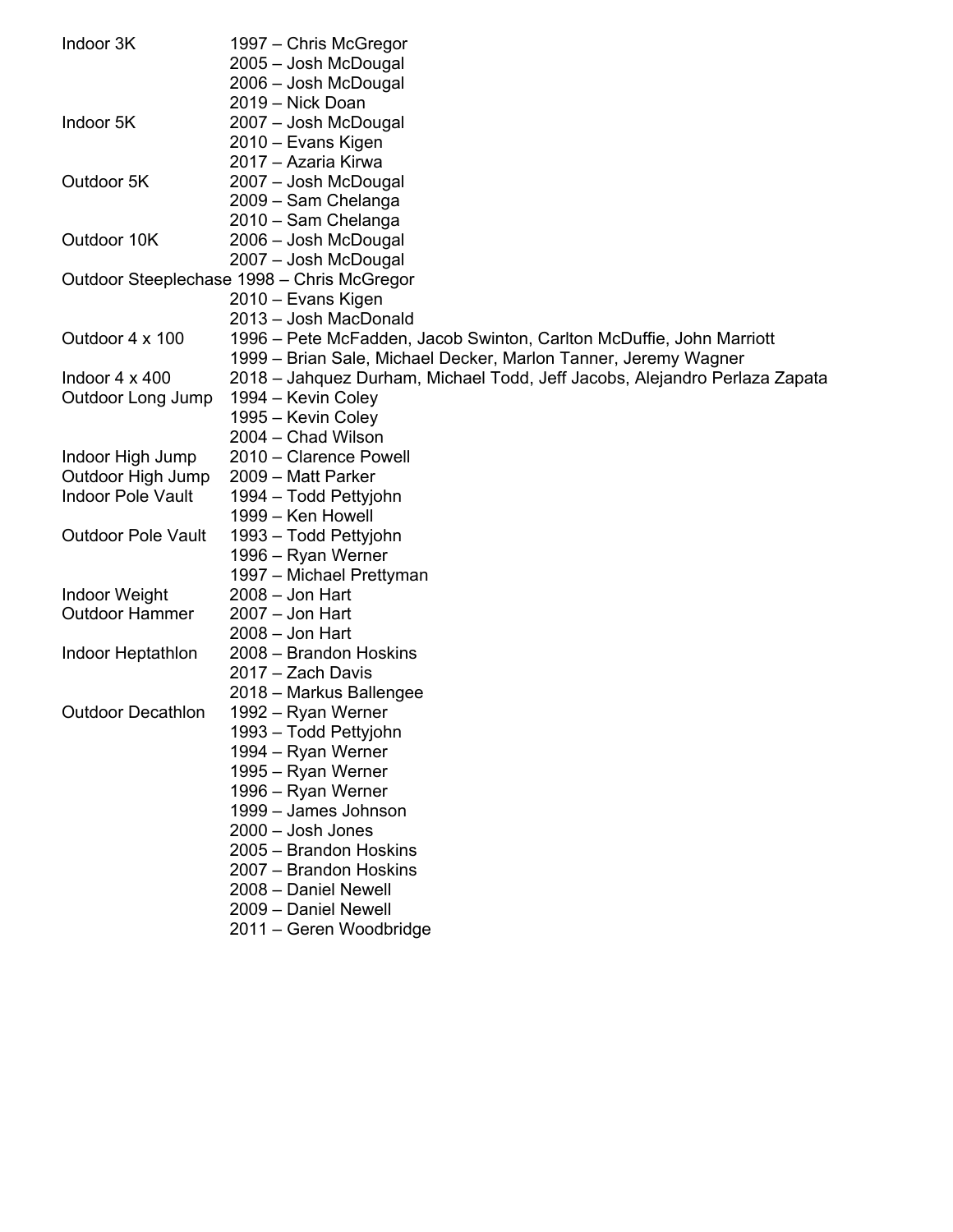| | |
|---|---|
| Indoor 3K | 1997 – Chris McGregor |
| | 2005 – Josh McDougal |
| | 2006 – Josh McDougal |
| | 2019 – Nick Doan |
| Indoor 5K | 2007 – Josh McDougal |
| | 2010 – Evans Kigen |
| | 2017 – Azaria Kirwa |
| Outdoor 5K | 2007 – Josh McDougal |
| | 2009 – Sam Chelanga |
| | 2010 – Sam Chelanga |
| Outdoor 10K | 2006 – Josh McDougal |
| | 2007 – Josh McDougal |
| Outdoor Steeplechase | 1998 – Chris McGregor |
| | 2010 – Evans Kigen |
| | 2013 – Josh MacDonald |
| Outdoor 4 x 100 | 1996 – Pete McFadden, Jacob Swinton, Carlton McDuffie, John Marriott |
| | 1999 – Brian Sale, Michael Decker, Marlon Tanner, Jeremy Wagner |
| Indoor 4 x 400 | 2018 – Jahquez Durham, Michael Todd, Jeff Jacobs, Alejandro Perlaza Zapata |
| Outdoor Long Jump | 1994 – Kevin Coley |
| | 1995 – Kevin Coley |
| | 2004 – Chad Wilson |
| Indoor High Jump | 2010 – Clarence Powell |
| Outdoor High Jump | 2009 – Matt Parker |
| Indoor Pole Vault | 1994 – Todd Pettyjohn |
| | 1999 – Ken Howell |
| Outdoor Pole Vault | 1993 – Todd Pettyjohn |
| | 1996 – Ryan Werner |
| | 1997 – Michael Prettyman |
| Indoor Weight | 2008 – Jon Hart |
| Outdoor Hammer | 2007 – Jon Hart |
| | 2008 – Jon Hart |
| Indoor Heptathlon | 2008 – Brandon Hoskins |
| | 2017 – Zach Davis |
| | 2018 – Markus Ballengee |
| Outdoor Decathlon | 1992 – Ryan Werner |
| | 1993 – Todd Pettyjohn |
| | 1994 – Ryan Werner |
| | 1995 – Ryan Werner |
| | 1996 – Ryan Werner |
| | 1999 – James Johnson |
| | 2000 – Josh Jones |
| | 2005 – Brandon Hoskins |
| | 2007 – Brandon Hoskins |
| | 2008 – Daniel Newell |
| | 2009 – Daniel Newell |
| | 2011 – Geren Woodbridge |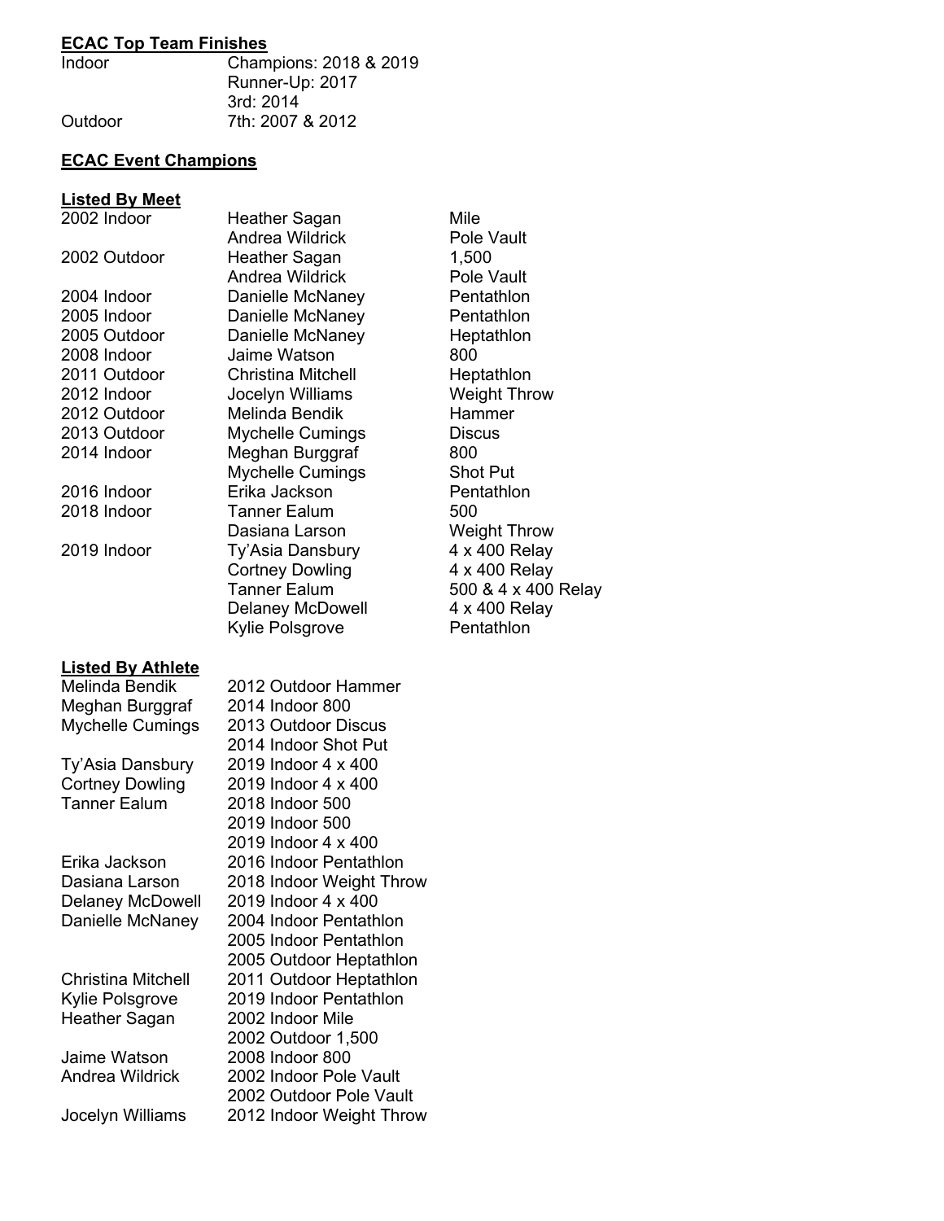## ECAC Top Team Finishes

| | |
|---|---|
| Indoor | Champions: 2018 & 2019 |
| | Runner-Up: 2017 |
| | 3rd: 2014 |
| Outdoor | 7th: 2007 & 2012 |

## ECAC Event Champions

### Listed By Meet

| | | |
|---|---|---|
| 2002 Indoor | Heather Sagan | Mile |
| | Andrea Wildrick | Pole Vault |
| 2002 Outdoor | Heather Sagan | 1,500 |
| | Andrea Wildrick | Pole Vault |
| 2004 Indoor | Danielle McNaney | Pentathlon |
| 2005 Indoor | Danielle McNaney | Pentathlon |
| 2005 Outdoor | Danielle McNaney | Heptathlon |
| 2008 Indoor | Jaime Watson | 800 |
| 2011 Outdoor | Christina Mitchell | Heptathlon |
| 2012 Indoor | Jocelyn Williams | Weight Throw |
| 2012 Outdoor | Melinda Bendik | Hammer |
| 2013 Outdoor | Mychelle Cumings | Discus |
| 2014 Indoor | Meghan Burggraf | 800 |
| | Mychelle Cumings | Shot Put |
| 2016 Indoor | Erika Jackson | Pentathlon |
| 2018 Indoor | Tanner Ealum | 500 |
| | Dasiana Larson | Weight Throw |
| 2019 Indoor | Ty'Asia Dansbury | 4 x 400 Relay |
| | Cortney Dowling | 4 x 400 Relay |
| | Tanner Ealum | 500 & 4 x 400 Relay |
| | Delaney McDowell | 4 x 400 Relay |
| | Kylie Polsgrove | Pentathlon |

### Listed By Athlete

| | |
|---|---|
| Melinda Bendik | 2012 Outdoor Hammer |
| Meghan Burggraf | 2014 Indoor 800 |
| Mychelle Cumings | 2013 Outdoor Discus |
| | 2014 Indoor Shot Put |
| Ty'Asia Dansbury | 2019 Indoor 4 x 400 |
| Cortney Dowling | 2019 Indoor 4 x 400 |
| Tanner Ealum | 2018 Indoor 500 |
| | 2019 Indoor 500 |
| | 2019 Indoor 4 x 400 |
| Erika Jackson | 2016 Indoor Pentathlon |
| Dasiana Larson | 2018 Indoor Weight Throw |
| Delaney McDowell | 2019 Indoor 4 x 400 |
| Danielle McNaney | 2004 Indoor Pentathlon |
| | 2005 Indoor Pentathlon |
| | 2005 Outdoor Heptathlon |
| Christina Mitchell | 2011 Outdoor Heptathlon |
| Kylie Polsgrove | 2019 Indoor Pentathlon |
| Heather Sagan | 2002 Indoor Mile |
| | 2002 Outdoor 1,500 |
| Jaime Watson | 2008 Indoor 800 |
| Andrea Wildrick | 2002 Indoor Pole Vault |
| | 2002 Outdoor Pole Vault |
| Jocelyn Williams | 2012 Indoor Weight Throw |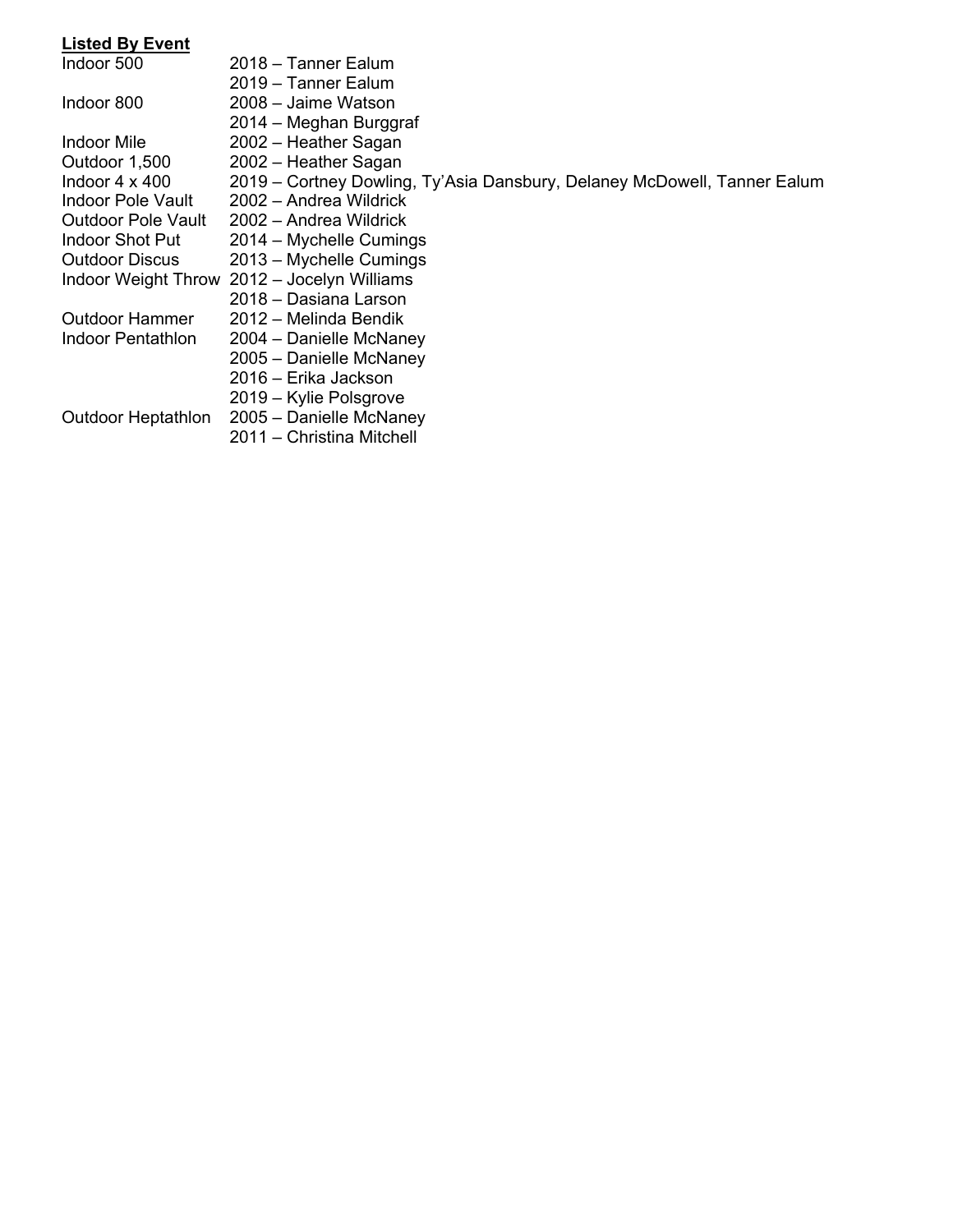**Listed By Event**

| | |
|---|---|
| Indoor 500 | 2018 – Tanner Ealum |
| | 2019 – Tanner Ealum |
| Indoor 800 | 2008 – Jaime Watson |
| | 2014 – Meghan Burggraf |
| Indoor Mile | 2002 – Heather Sagan |
| Outdoor 1,500 | 2002 – Heather Sagan |
| Indoor 4 x 400 | 2019 – Cortney Dowling, Ty'Asia Dansbury, Delaney McDowell, Tanner Ealum |
| Indoor Pole Vault | 2002 – Andrea Wildrick |
| Outdoor Pole Vault | 2002 – Andrea Wildrick |
| Indoor Shot Put | 2014 – Mychelle Cumings |
| Outdoor Discus | 2013 – Mychelle Cumings |
| Indoor Weight Throw | 2012 – Jocelyn Williams |
| | 2018 – Dasiana Larson |
| Outdoor Hammer | 2012 – Melinda Bendik |
| Indoor Pentathlon | 2004 – Danielle McNaney |
| | 2005 – Danielle McNaney |
| | 2016 – Erika Jackson |
| | 2019 – Kylie Polsgrove |
| Outdoor Heptathlon | 2005 – Danielle McNaney |
| | 2011 – Christina Mitchell |